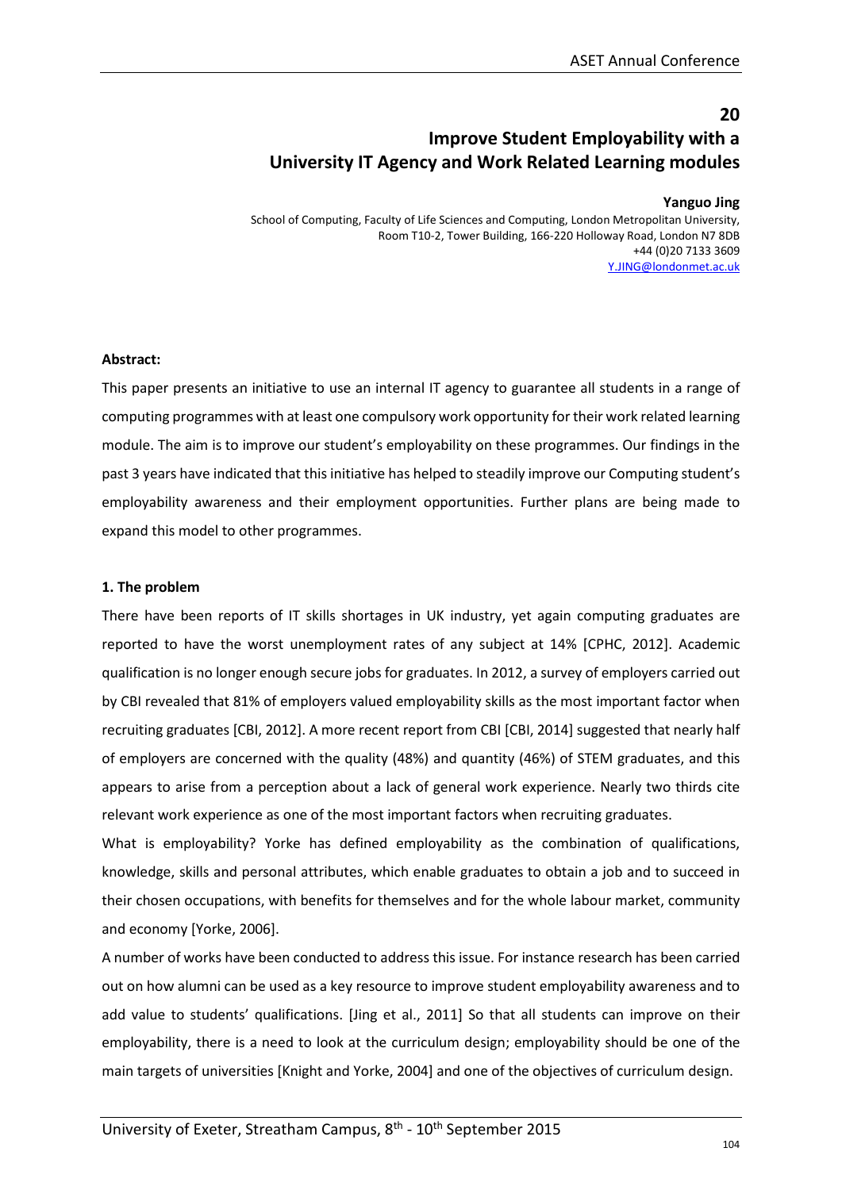# 20

# Improve Student Employability with a University IT Agency and Work Related Learning modules

**Yanguo Jing**

School of Computing, Faculty of Life Sciences and Computing, London Metropolitan University, Room T10-2, Tower Building, 166-220 Holloway Road, London N7 8DB
+44 (0)20 7133 3609
Y.JING@londonmet.ac.uk

**Abstract:**

This paper presents an initiative to use an internal IT agency to guarantee all students in a range of computing programmes with at least one compulsory work opportunity for their work related learning module. The aim is to improve our student's employability on these programmes. Our findings in the past 3 years have indicated that this initiative has helped to steadily improve our Computing student's employability awareness and their employment opportunities. Further plans are being made to expand this model to other programmes.

**1. The problem**

There have been reports of IT skills shortages in UK industry, yet again computing graduates are reported to have the worst unemployment rates of any subject at 14% [CPHC, 2012]. Academic qualification is no longer enough secure jobs for graduates. In 2012, a survey of employers carried out by CBI revealed that 81% of employers valued employability skills as the most important factor when recruiting graduates [CBI, 2012]. A more recent report from CBI [CBI, 2014] suggested that nearly half of employers are concerned with the quality (48%) and quantity (46%) of STEM graduates, and this appears to arise from a perception about a lack of general work experience. Nearly two thirds cite relevant work experience as one of the most important factors when recruiting graduates.

What is employability? Yorke has defined employability as the combination of qualifications, knowledge, skills and personal attributes, which enable graduates to obtain a job and to succeed in their chosen occupations, with benefits for themselves and for the whole labour market, community and economy [Yorke, 2006].

A number of works have been conducted to address this issue. For instance research has been carried out on how alumni can be used as a key resource to improve student employability awareness and to add value to students' qualifications. [Jing et al., 2011] So that all students can improve on their employability, there is a need to look at the curriculum design; employability should be one of the main targets of universities [Knight and Yorke, 2004] and one of the objectives of curriculum design.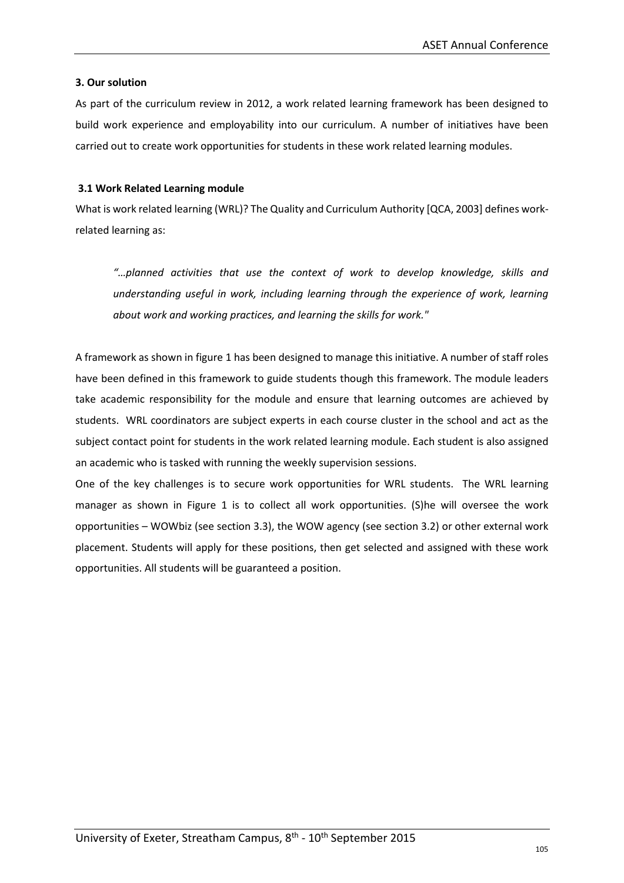### 3. Our solution

As part of the curriculum review in 2012, a work related learning framework has been designed to build work experience and employability into our curriculum. A number of initiatives have been carried out to create work opportunities for students in these work related learning modules.

#### 3.1 Work Related Learning module

What is work related learning (WRL)? The Quality and Curriculum Authority [QCA, 2003] defines work-related learning as:

> *"…planned activities that use the context of work to develop knowledge, skills and understanding useful in work, including learning through the experience of work, learning about work and working practices, and learning the skills for work."*

A framework as shown in figure 1 has been designed to manage this initiative. A number of staff roles have been defined in this framework to guide students though this framework. The module leaders take academic responsibility for the module and ensure that learning outcomes are achieved by students. WRL coordinators are subject experts in each course cluster in the school and act as the subject contact point for students in the work related learning module. Each student is also assigned an academic who is tasked with running the weekly supervision sessions.

One of the key challenges is to secure work opportunities for WRL students. The WRL learning manager as shown in Figure 1 is to collect all work opportunities. (S)he will oversee the work opportunities – WOWbiz (see section 3.3), the WOW agency (see section 3.2) or other external work placement. Students will apply for these positions, then get selected and assigned with these work opportunities. All students will be guaranteed a position.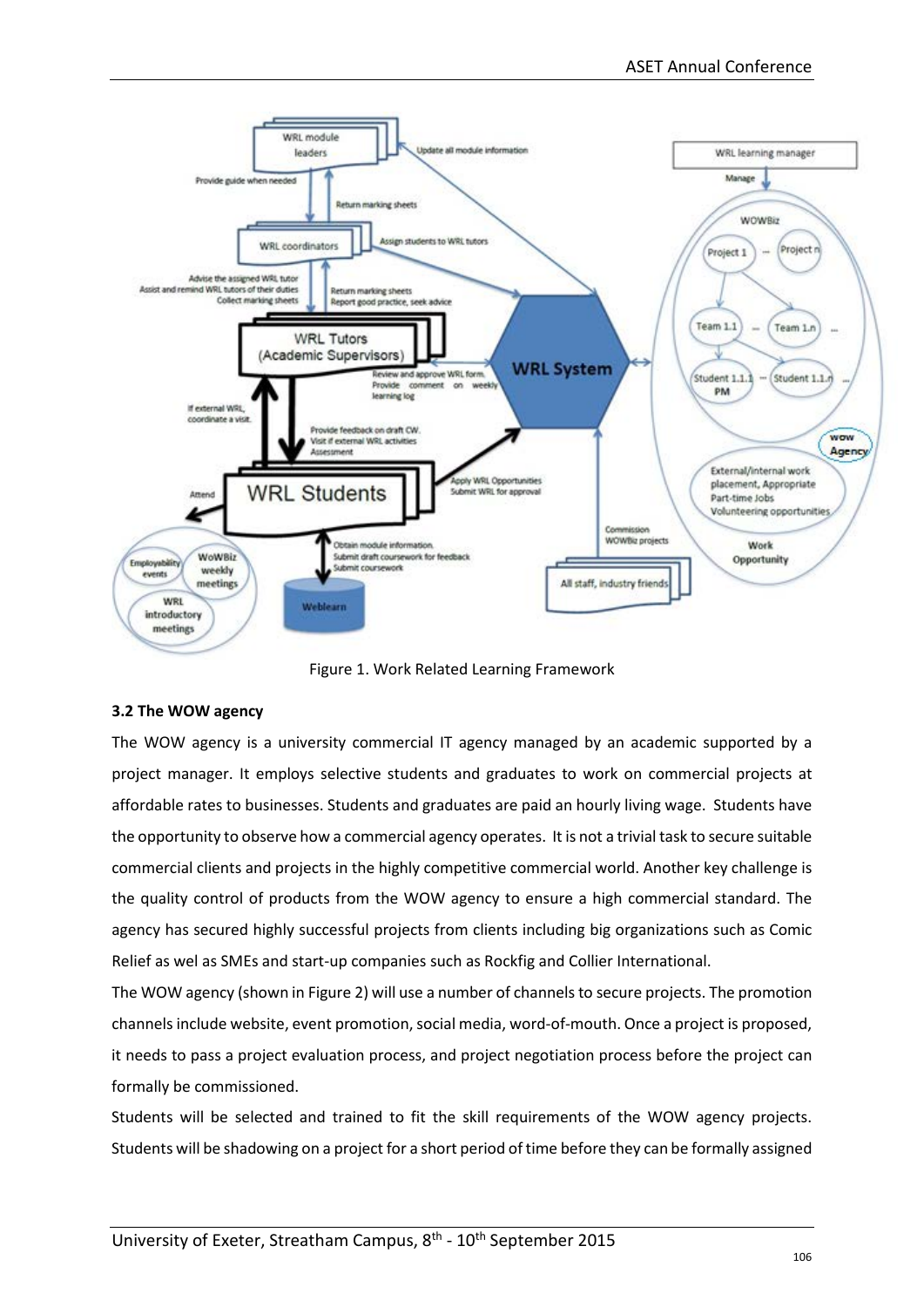Figure 1. Work Related Learning Framework

### 3.2 The WOW agency

The WOW agency is a university commercial IT agency managed by an academic supported by a project manager. It employs selective students and graduates to work on commercial projects at affordable rates to businesses. Students and graduates are paid an hourly living wage. Students have the opportunity to observe how a commercial agency operates. It is not a trivial task to secure suitable commercial clients and projects in the highly competitive commercial world. Another key challenge is the quality control of products from the WOW agency to ensure a high commercial standard. The agency has secured highly successful projects from clients including big organizations such as Comic Relief as wel as SMEs and start-up companies such as Rockfig and Collier International.

The WOW agency (shown in Figure 2) will use a number of channels to secure projects. The promotion channels include website, event promotion, social media, word-of-mouth. Once a project is proposed, it needs to pass a project evaluation process, and project negotiation process before the project can formally be commissioned.

Students will be selected and trained to fit the skill requirements of the WOW agency projects. Students will be shadowing on a project for a short period of time before they can be formally assigned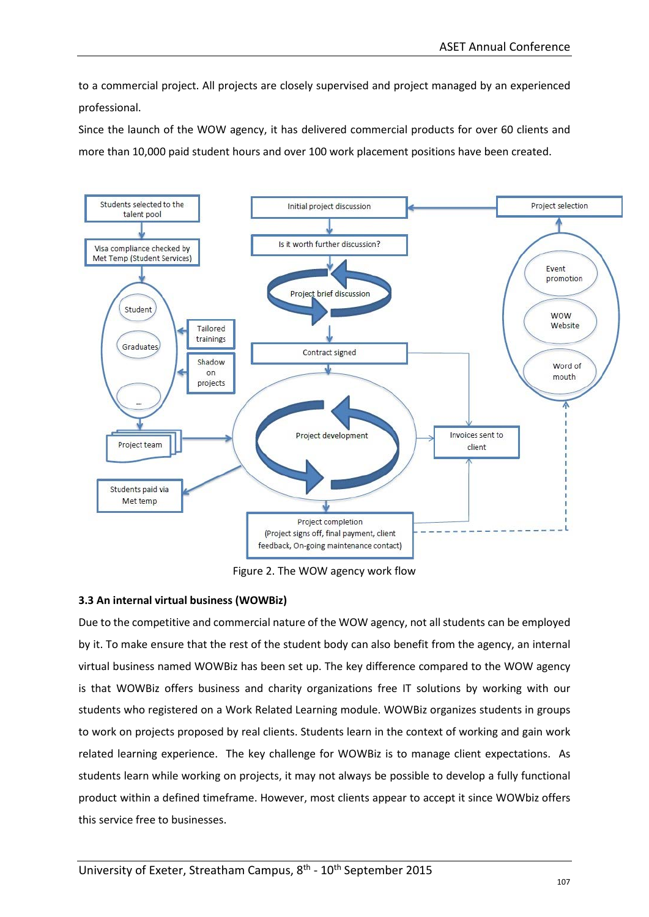to a commercial project. All projects are closely supervised and project managed by an experienced professional.

Since the launch of the WOW agency, it has delivered commercial products for over 60 clients and more than 10,000 paid student hours and over 100 work placement positions have been created.

Figure 2. The WOW agency work flow

### 3.3 An internal virtual business (WOWBiz)

Due to the competitive and commercial nature of the WOW agency, not all students can be employed by it. To make ensure that the rest of the student body can also benefit from the agency, an internal virtual business named WOWBiz has been set up. The key difference compared to the WOW agency is that WOWBiz offers business and charity organizations free IT solutions by working with our students who registered on a Work Related Learning module. WOWBiz organizes students in groups to work on projects proposed by real clients. Students learn in the context of working and gain work related learning experience. The key challenge for WOWBiz is to manage client expectations. As students learn while working on projects, it may not always be possible to develop a fully functional product within a defined timeframe. However, most clients appear to accept it since WOWbiz offers this service free to businesses.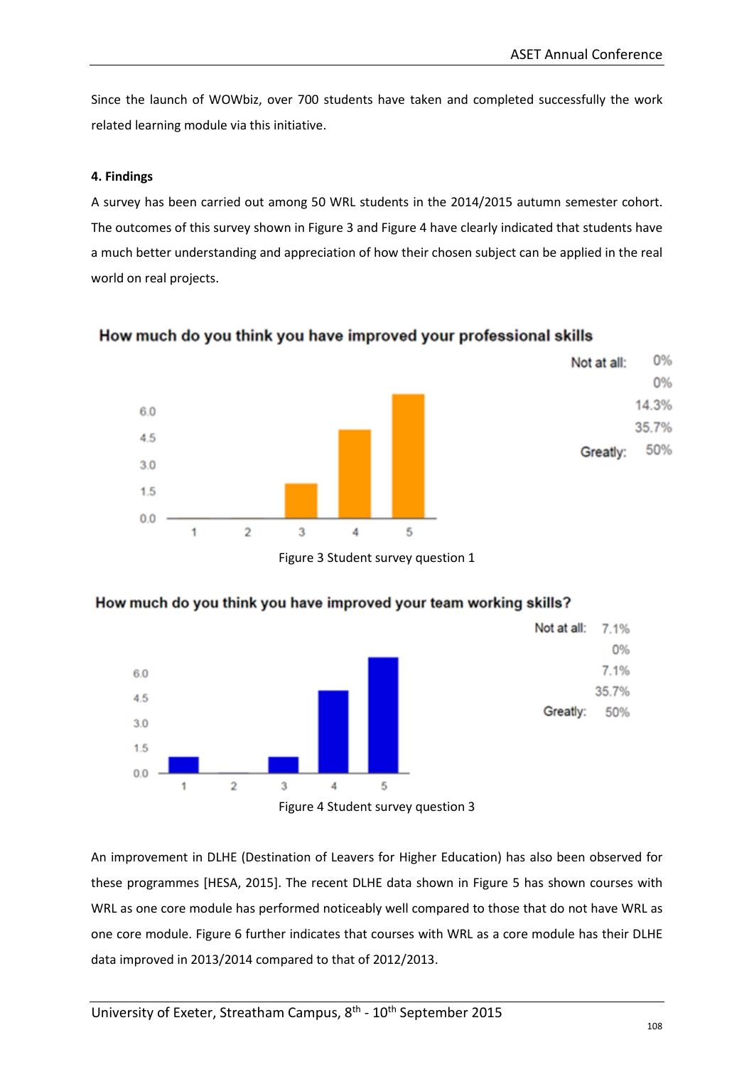Since the launch of WOWbiz, over 700 students have taken and completed successfully the work related learning module via this initiative.

**4. Findings**

A survey has been carried out among 50 WRL students in the 2014/2015 autumn semester cohort. The outcomes of this survey shown in Figure 3 and Figure 4 have clearly indicated that students have a much better understanding and appreciation of how their chosen subject can be applied in the real world on real projects.

**How much do you think you have improved your professional skills**

| | |
|---|---|
| Not at all: | 0% |
| | 0% |
| | 14.3% |
| | 35.7% |
| Greatly: | 50% |

Figure 3 Student survey question 1

**How much do you think you have improved your team working skills?**

| | |
|---|---|
| Not at all: | 7.1% |
| | 0% |
| | 7.1% |
| | 35.7% |
| Greatly: | 50% |

Figure 4 Student survey question 3

An improvement in DLHE (Destination of Leavers for Higher Education) has also been observed for these programmes [HESA, 2015]. The recent DLHE data shown in Figure 5 has shown courses with WRL as one core module has performed noticeably well compared to those that do not have WRL as one core module. Figure 6 further indicates that courses with WRL as a core module has their DLHE data improved in 2013/2014 compared to that of 2012/2013.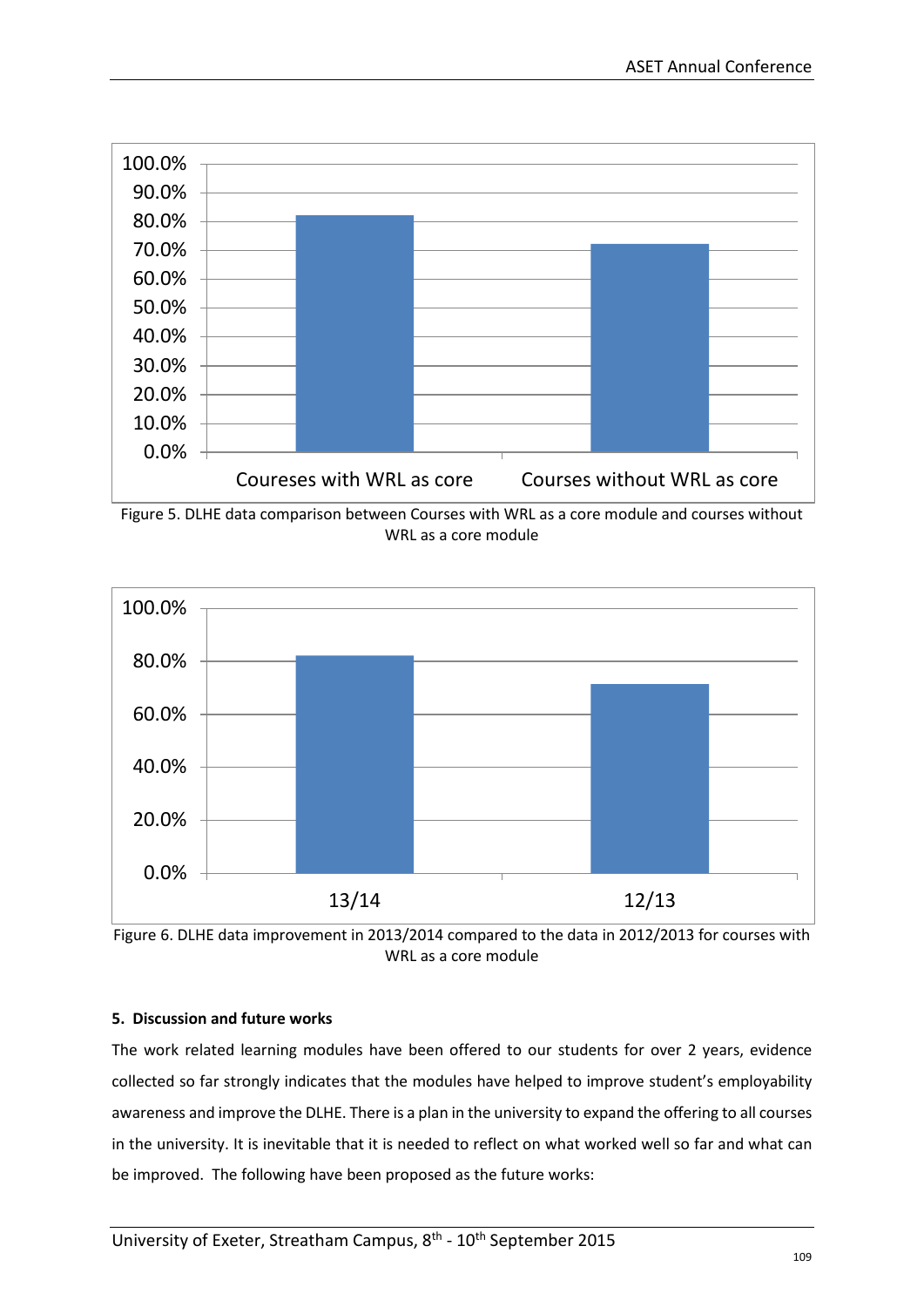Figure 5. DLHE data comparison between Courses with WRL as a core module and courses without WRL as a core module

Figure 6. DLHE data improvement in 2013/2014 compared to the data in 2012/2013 for courses with WRL as a core module

**5. Discussion and future works**

The work related learning modules have been offered to our students for over 2 years, evidence collected so far strongly indicates that the modules have helped to improve student's employability awareness and improve the DLHE. There is a plan in the university to expand the offering to all courses in the university. It is inevitable that it is needed to reflect on what worked well so far and what can be improved. The following have been proposed as the future works: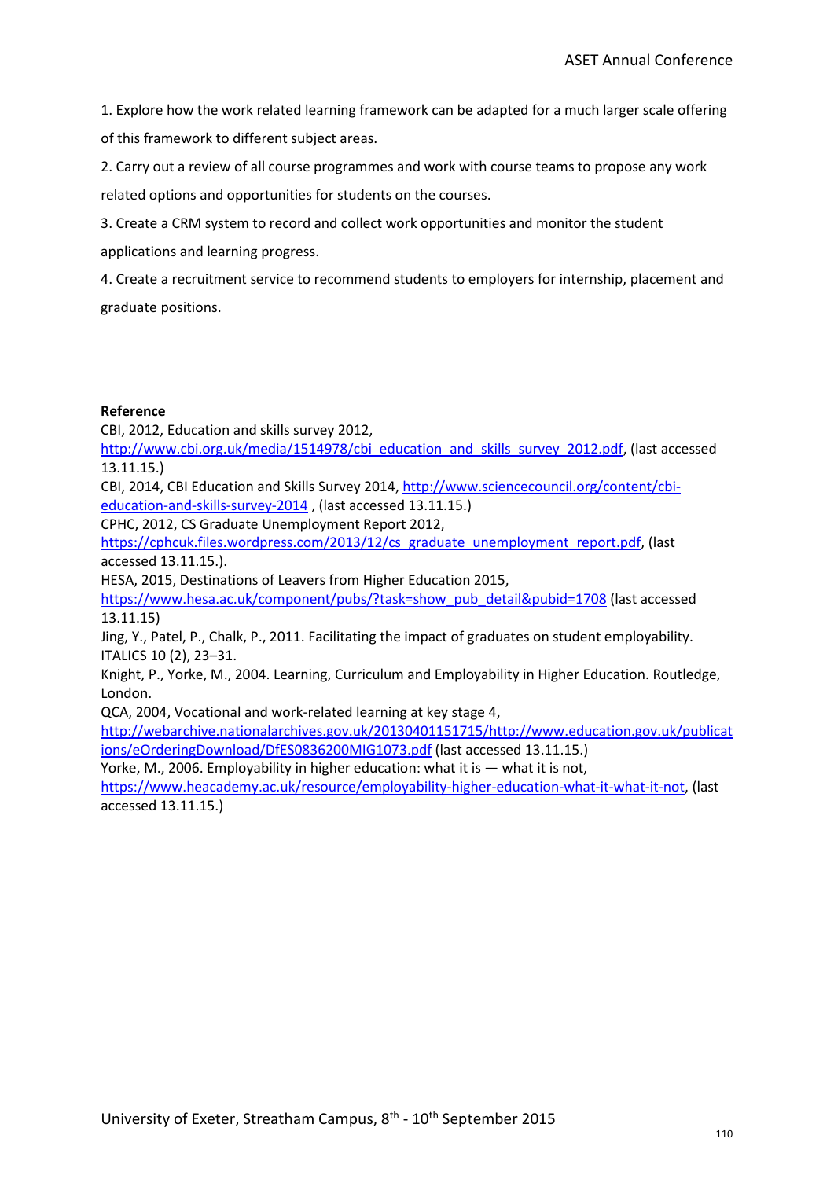1. Explore how the work related learning framework can be adapted for a much larger scale offering of this framework to different subject areas.

2. Carry out a review of all course programmes and work with course teams to propose any work related options and opportunities for students on the courses.

3. Create a CRM system to record and collect work opportunities and monitor the student applications and learning progress.

4. Create a recruitment service to recommend students to employers for internship, placement and graduate positions.

**Reference**

CBI, 2012, Education and skills survey 2012, http://www.cbi.org.uk/media/1514978/cbi_education_and_skills_survey_2012.pdf, (last accessed 13.11.15.)

CBI, 2014, CBI Education and Skills Survey 2014, http://www.sciencecouncil.org/content/cbi-education-and-skills-survey-2014 , (last accessed 13.11.15.)

CPHC, 2012, CS Graduate Unemployment Report 2012, https://cphcuk.files.wordpress.com/2013/12/cs_graduate_unemployment_report.pdf, (last accessed 13.11.15.).

HESA, 2015, Destinations of Leavers from Higher Education 2015, https://www.hesa.ac.uk/component/pubs/?task=show_pub_detail&pubid=1708 (last accessed 13.11.15)

Jing, Y., Patel, P., Chalk, P., 2011. Facilitating the impact of graduates on student employability. ITALICS 10 (2), 23–31.

Knight, P., Yorke, M., 2004. Learning, Curriculum and Employability in Higher Education. Routledge, London.

QCA, 2004, Vocational and work-related learning at key stage 4, http://webarchive.nationalarchives.gov.uk/20130401151715/http://www.education.gov.uk/publications/eOrderingDownload/DfES0836200MIG1073.pdf (last accessed 13.11.15.)

Yorke, M., 2006. Employability in higher education: what it is — what it is not, https://www.heacademy.ac.uk/resource/employability-higher-education-what-it-what-it-not, (last accessed 13.11.15.)